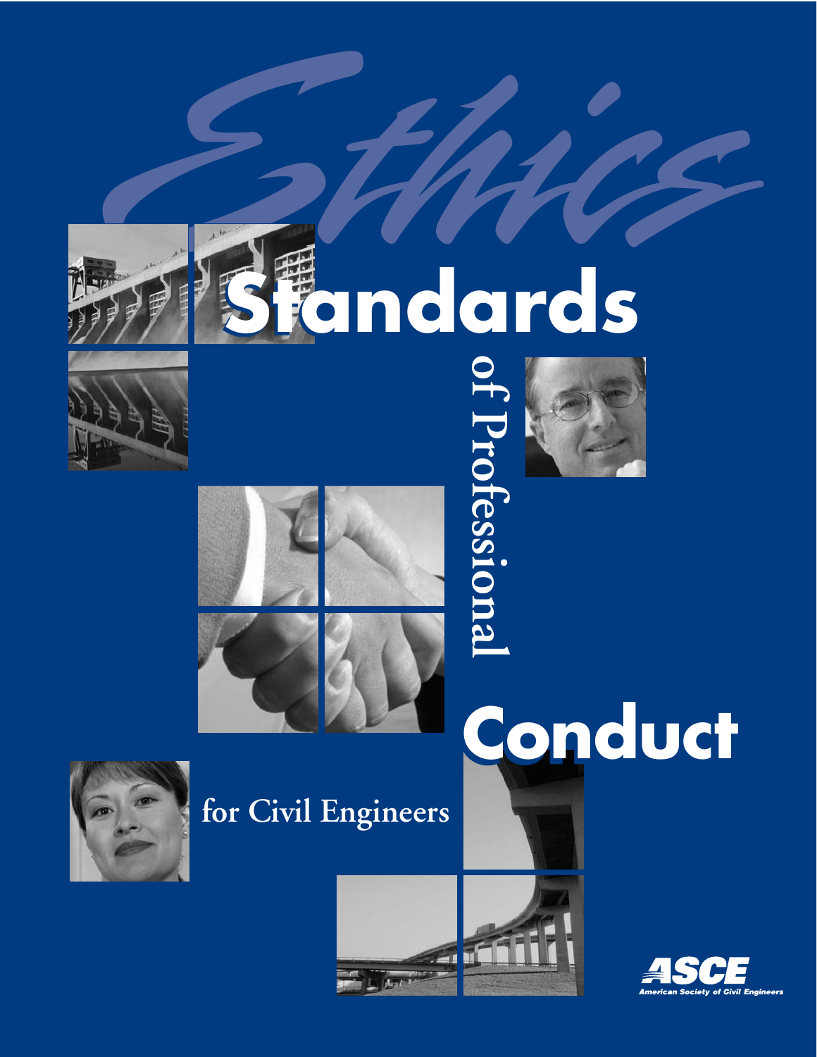# Ethics

# Standards of Professional Conduct

## for Civil Engineers

ASCE
American Society of Civil Engineers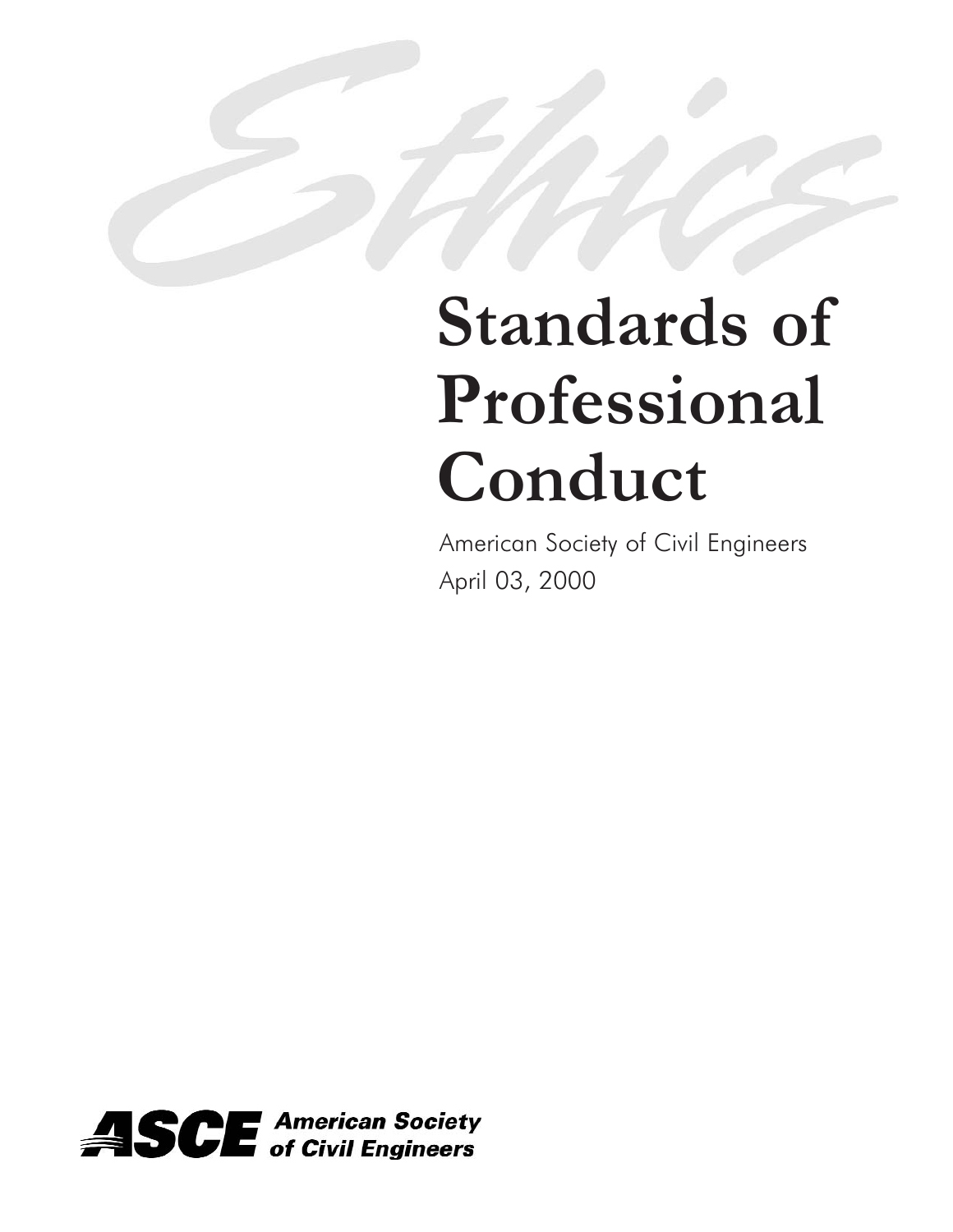Ethics

# Standards of Professional Conduct

American Society of Civil Engineers
April 03, 2000

ASCE American Society of Civil Engineers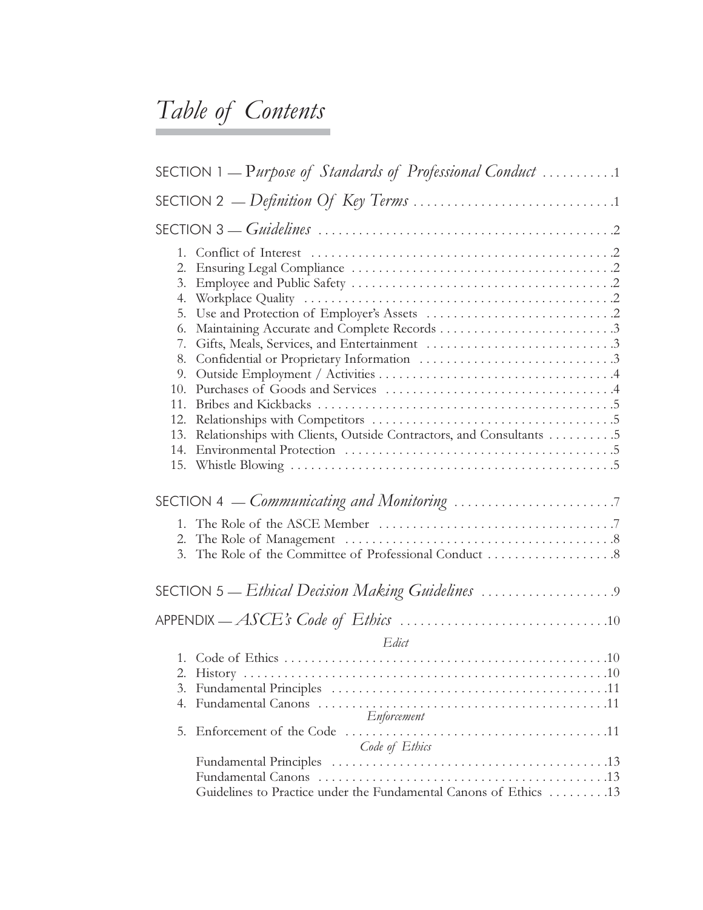# *Table of Contents*

SECTION 1 — P*urpose of Standards of Professional Conduct* . . . . . . . . . . .1

SECTION 2 — *Definition Of Key Terms* . . . . . . . . . . . . . . . . . . . . . . . . . . . . . .1

SECTION 3 — *Guidelines* . . . . . . . . . . . . . . . . . . . . . . . . . . . . . . . . . . . . . . . . . . . .2

1. Conflict of Interest . . . . . . . . . . . . . . . . . . . . . . . . . . . . . . . . . . . . . . . . . . . . .2
2. Ensuring Legal Compliance . . . . . . . . . . . . . . . . . . . . . . . . . . . . . . . . . . . . . . .2
3. Employee and Public Safety . . . . . . . . . . . . . . . . . . . . . . . . . . . . . . . . . . . . . . .2
4. Workplace Quality . . . . . . . . . . . . . . . . . . . . . . . . . . . . . . . . . . . . . . . . . . . . . .2
5. Use and Protection of Employer's Assets . . . . . . . . . . . . . . . . . . . . . . . . . . . .2
6. Maintaining Accurate and Complete Records . . . . . . . . . . . . . . . . . . . . . . . . . .3
7. Gifts, Meals, Services, and Entertainment . . . . . . . . . . . . . . . . . . . . . . . . . . . .3
8. Confidential or Proprietary Information . . . . . . . . . . . . . . . . . . . . . . . . . . . . .3
9. Outside Employment / Activities . . . . . . . . . . . . . . . . . . . . . . . . . . . . . . . . . . .4
10. Purchases of Goods and Services . . . . . . . . . . . . . . . . . . . . . . . . . . . . . . . . . .4
11. Bribes and Kickbacks . . . . . . . . . . . . . . . . . . . . . . . . . . . . . . . . . . . . . . . . . . . .5
12. Relationships with Competitors . . . . . . . . . . . . . . . . . . . . . . . . . . . . . . . . . . . .5
13. Relationships with Clients, Outside Contractors, and Consultants . . . . . . . . . .5
14. Environmental Protection . . . . . . . . . . . . . . . . . . . . . . . . . . . . . . . . . . . . . . . .5
15. Whistle Blowing . . . . . . . . . . . . . . . . . . . . . . . . . . . . . . . . . . . . . . . . . . . . . . . .5

SECTION 4 — *Communicating and Monitoring* . . . . . . . . . . . . . . . . . . . . . . . .7

1. The Role of the ASCE Member . . . . . . . . . . . . . . . . . . . . . . . . . . . . . . . . . . . .7
2. The Role of Management . . . . . . . . . . . . . . . . . . . . . . . . . . . . . . . . . . . . . . . .8
3. The Role of the Committee of Professional Conduct . . . . . . . . . . . . . . . . . . .8

SECTION 5 — *Ethical Decision Making Guidelines* . . . . . . . . . . . . . . . . . . . .9

APPENDIX — *ASCE's Code of Ethics* . . . . . . . . . . . . . . . . . . . . . . . . . . . . . . .10

*Edict*

1. Code of Ethics . . . . . . . . . . . . . . . . . . . . . . . . . . . . . . . . . . . . . . . . . . . . . . . .10
2. History . . . . . . . . . . . . . . . . . . . . . . . . . . . . . . . . . . . . . . . . . . . . . . . . . . . . . .10
3. Fundamental Principles . . . . . . . . . . . . . . . . . . . . . . . . . . . . . . . . . . . . . . . . .11
4. Fundamental Canons . . . . . . . . . . . . . . . . . . . . . . . . . . . . . . . . . . . . . . . . . . .11

*Enforcement*

5. Enforcement of the Code . . . . . . . . . . . . . . . . . . . . . . . . . . . . . . . . . . . . . . . .11

*Code of Ethics*

Fundamental Principles . . . . . . . . . . . . . . . . . . . . . . . . . . . . . . . . . . . . . . . . . .13

Fundamental Canons . . . . . . . . . . . . . . . . . . . . . . . . . . . . . . . . . . . . . . . . . . . .13

Guidelines to Practice under the Fundamental Canons of Ethics . . . . . . . . .13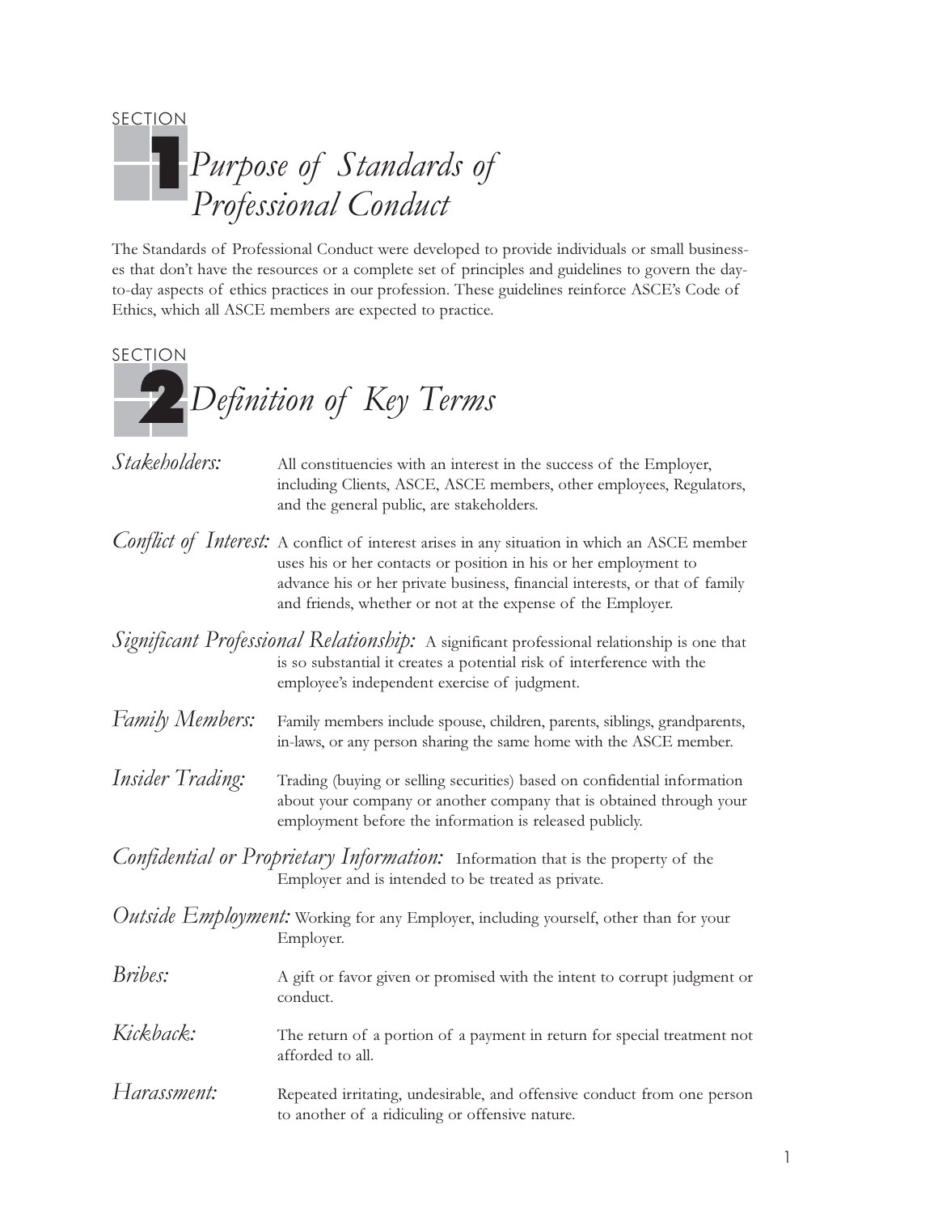# SECTION 1 Purpose of Standards of Professional Conduct

The Standards of Professional Conduct were developed to provide individuals or small businesses that don't have the resources or a complete set of principles and guidelines to govern the day-to-day aspects of ethics practices in our profession. These guidelines reinforce ASCE's Code of Ethics, which all ASCE members are expected to practice.

# SECTION 2 Definition of Key Terms

*Stakeholders:* All constituencies with an interest in the success of the Employer, including Clients, ASCE, ASCE members, other employees, Regulators, and the general public, are stakeholders.

*Conflict of Interest:* A conflict of interest arises in any situation in which an ASCE member uses his or her contacts or position in his or her employment to advance his or her private business, financial interests, or that of family and friends, whether or not at the expense of the Employer.

*Significant Professional Relationship:* A significant professional relationship is one that is so substantial it creates a potential risk of interference with the employee's independent exercise of judgment.

*Family Members:* Family members include spouse, children, parents, siblings, grandparents, in-laws, or any person sharing the same home with the ASCE member.

*Insider Trading:* Trading (buying or selling securities) based on confidential information about your company or another company that is obtained through your employment before the information is released publicly.

*Confidential or Proprietary Information:* Information that is the property of the Employer and is intended to be treated as private.

*Outside Employment:* Working for any Employer, including yourself, other than for your Employer.

*Bribes:* A gift or favor given or promised with the intent to corrupt judgment or conduct.

*Kickback:* The return of a portion of a payment in return for special treatment not afforded to all.

*Harassment:* Repeated irritating, undesirable, and offensive conduct from one person to another of a ridiculing or offensive nature.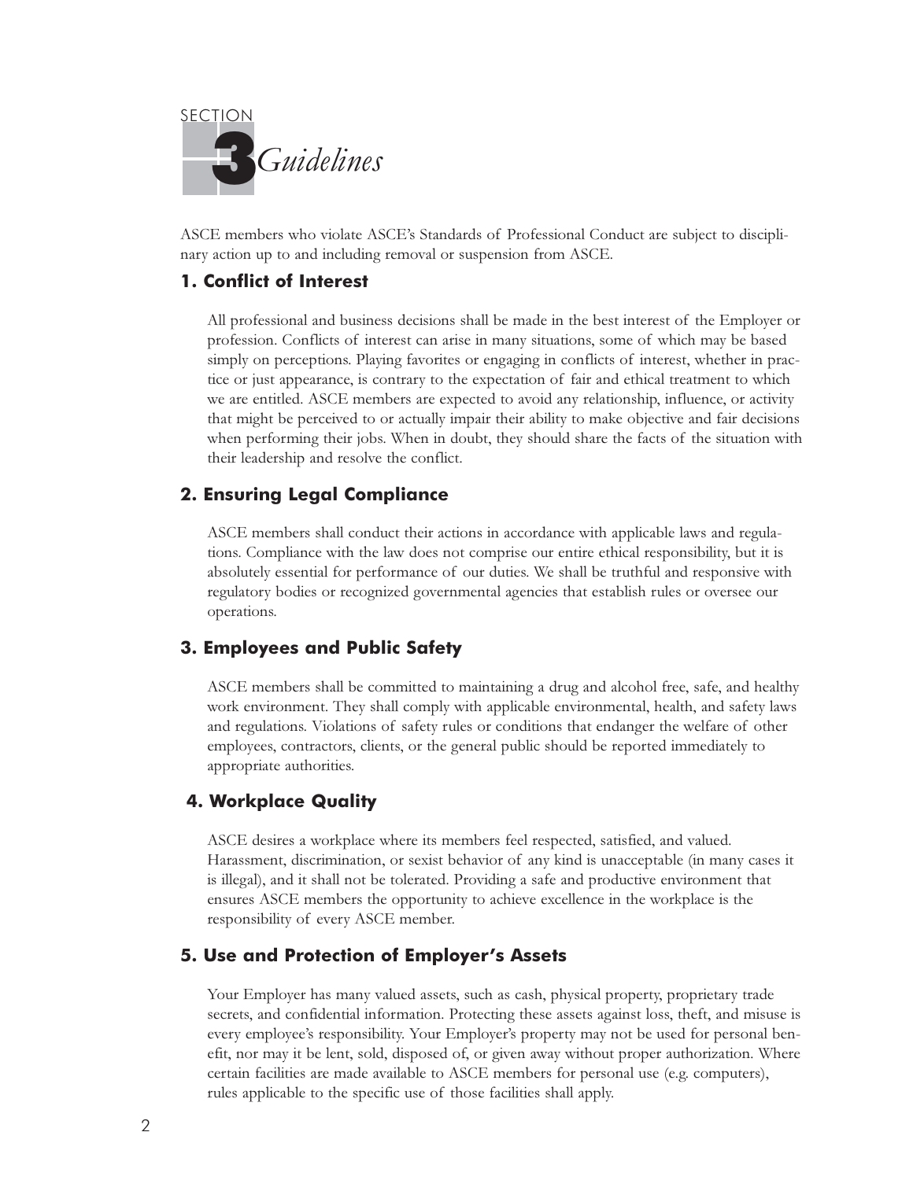# SECTION 3 *Guidelines*

ASCE members who violate ASCE's Standards of Professional Conduct are subject to disciplinary action up to and including removal or suspension from ASCE.

## 1. Conflict of Interest

All professional and business decisions shall be made in the best interest of the Employer or profession. Conflicts of interest can arise in many situations, some of which may be based simply on perceptions. Playing favorites or engaging in conflicts of interest, whether in practice or just appearance, is contrary to the expectation of fair and ethical treatment to which we are entitled. ASCE members are expected to avoid any relationship, influence, or activity that might be perceived to or actually impair their ability to make objective and fair decisions when performing their jobs. When in doubt, they should share the facts of the situation with their leadership and resolve the conflict.

## 2. Ensuring Legal Compliance

ASCE members shall conduct their actions in accordance with applicable laws and regulations. Compliance with the law does not comprise our entire ethical responsibility, but it is absolutely essential for performance of our duties. We shall be truthful and responsive with regulatory bodies or recognized governmental agencies that establish rules or oversee our operations.

## 3. Employees and Public Safety

ASCE members shall be committed to maintaining a drug and alcohol free, safe, and healthy work environment. They shall comply with applicable environmental, health, and safety laws and regulations. Violations of safety rules or conditions that endanger the welfare of other employees, contractors, clients, or the general public should be reported immediately to appropriate authorities.

## 4. Workplace Quality

ASCE desires a workplace where its members feel respected, satisfied, and valued. Harassment, discrimination, or sexist behavior of any kind is unacceptable (in many cases it is illegal), and it shall not be tolerated. Providing a safe and productive environment that ensures ASCE members the opportunity to achieve excellence in the workplace is the responsibility of every ASCE member.

## 5. Use and Protection of Employer's Assets

Your Employer has many valued assets, such as cash, physical property, proprietary trade secrets, and confidential information. Protecting these assets against loss, theft, and misuse is every employee's responsibility. Your Employer's property may not be used for personal benefit, nor may it be lent, sold, disposed of, or given away without proper authorization. Where certain facilities are made available to ASCE members for personal use (e.g. computers), rules applicable to the specific use of those facilities shall apply.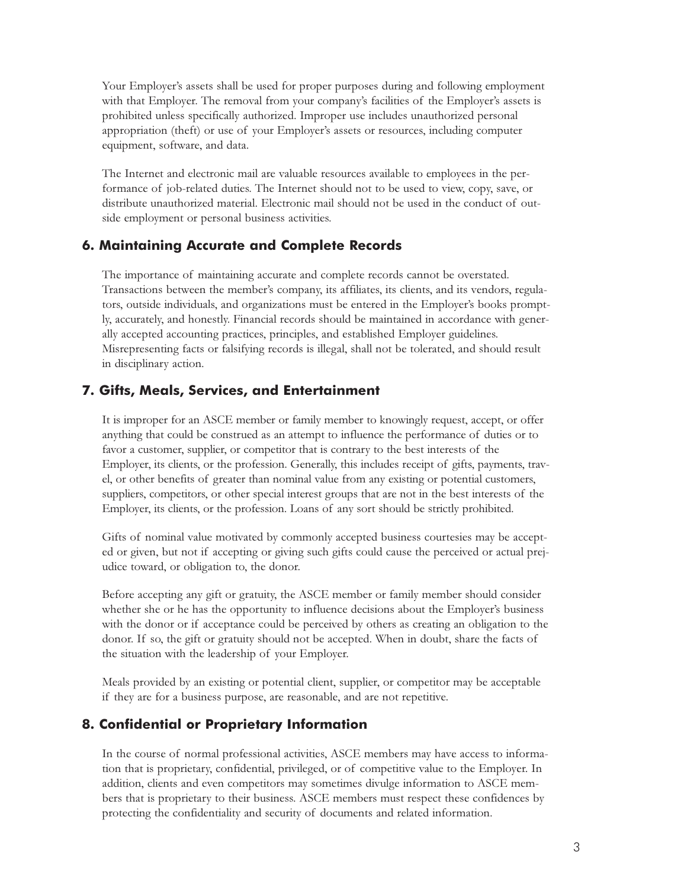Your Employer's assets shall be used for proper purposes during and following employment with that Employer. The removal from your company's facilities of the Employer's assets is prohibited unless specifically authorized. Improper use includes unauthorized personal appropriation (theft) or use of your Employer's assets or resources, including computer equipment, software, and data.

The Internet and electronic mail are valuable resources available to employees in the performance of job-related duties. The Internet should not to be used to view, copy, save, or distribute unauthorized material. Electronic mail should not be used in the conduct of outside employment or personal business activities.

## 6. Maintaining Accurate and Complete Records

The importance of maintaining accurate and complete records cannot be overstated. Transactions between the member's company, its affiliates, its clients, and its vendors, regulators, outside individuals, and organizations must be entered in the Employer's books promptly, accurately, and honestly. Financial records should be maintained in accordance with generally accepted accounting practices, principles, and established Employer guidelines. Misrepresenting facts or falsifying records is illegal, shall not be tolerated, and should result in disciplinary action.

## 7. Gifts, Meals, Services, and Entertainment

It is improper for an ASCE member or family member to knowingly request, accept, or offer anything that could be construed as an attempt to influence the performance of duties or to favor a customer, supplier, or competitor that is contrary to the best interests of the Employer, its clients, or the profession. Generally, this includes receipt of gifts, payments, travel, or other benefits of greater than nominal value from any existing or potential customers, suppliers, competitors, or other special interest groups that are not in the best interests of the Employer, its clients, or the profession. Loans of any sort should be strictly prohibited.

Gifts of nominal value motivated by commonly accepted business courtesies may be accepted or given, but not if accepting or giving such gifts could cause the perceived or actual prejudice toward, or obligation to, the donor.

Before accepting any gift or gratuity, the ASCE member or family member should consider whether she or he has the opportunity to influence decisions about the Employer's business with the donor or if acceptance could be perceived by others as creating an obligation to the donor. If so, the gift or gratuity should not be accepted. When in doubt, share the facts of the situation with the leadership of your Employer.

Meals provided by an existing or potential client, supplier, or competitor may be acceptable if they are for a business purpose, are reasonable, and are not repetitive.

## 8. Confidential or Proprietary Information

In the course of normal professional activities, ASCE members may have access to information that is proprietary, confidential, privileged, or of competitive value to the Employer. In addition, clients and even competitors may sometimes divulge information to ASCE members that is proprietary to their business. ASCE members must respect these confidences by protecting the confidentiality and security of documents and related information.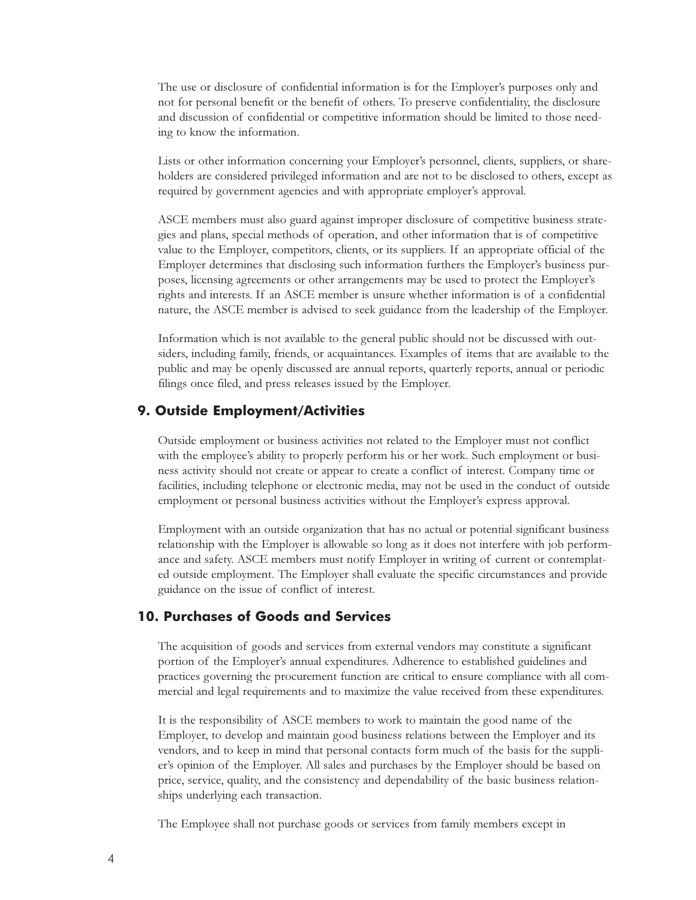The use or disclosure of confidential information is for the Employer's purposes only and not for personal benefit or the benefit of others. To preserve confidentiality, the disclosure and discussion of confidential or competitive information should be limited to those needing to know the information.

Lists or other information concerning your Employer's personnel, clients, suppliers, or shareholders are considered privileged information and are not to be disclosed to others, except as required by government agencies and with appropriate employer's approval.

ASCE members must also guard against improper disclosure of competitive business strategies and plans, special methods of operation, and other information that is of competitive value to the Employer, competitors, clients, or its suppliers. If an appropriate official of the Employer determines that disclosing such information furthers the Employer's business purposes, licensing agreements or other arrangements may be used to protect the Employer's rights and interests. If an ASCE member is unsure whether information is of a confidential nature, the ASCE member is advised to seek guidance from the leadership of the Employer.

Information which is not available to the general public should not be discussed with outsiders, including family, friends, or acquaintances. Examples of items that are available to the public and may be openly discussed are annual reports, quarterly reports, annual or periodic filings once filed, and press releases issued by the Employer.

## 9. Outside Employment/Activities

Outside employment or business activities not related to the Employer must not conflict with the employee's ability to properly perform his or her work. Such employment or business activity should not create or appear to create a conflict of interest. Company time or facilities, including telephone or electronic media, may not be used in the conduct of outside employment or personal business activities without the Employer's express approval.

Employment with an outside organization that has no actual or potential significant business relationship with the Employer is allowable so long as it does not interfere with job performance and safety. ASCE members must notify Employer in writing of current or contemplated outside employment. The Employer shall evaluate the specific circumstances and provide guidance on the issue of conflict of interest.

## 10. Purchases of Goods and Services

The acquisition of goods and services from external vendors may constitute a significant portion of the Employer's annual expenditures. Adherence to established guidelines and practices governing the procurement function are critical to ensure compliance with all commercial and legal requirements and to maximize the value received from these expenditures.

It is the responsibility of ASCE members to work to maintain the good name of the Employer, to develop and maintain good business relations between the Employer and its vendors, and to keep in mind that personal contacts form much of the basis for the supplier's opinion of the Employer. All sales and purchases by the Employer should be based on price, service, quality, and the consistency and dependability of the basic business relationships underlying each transaction.

The Employee shall not purchase goods or services from family members except in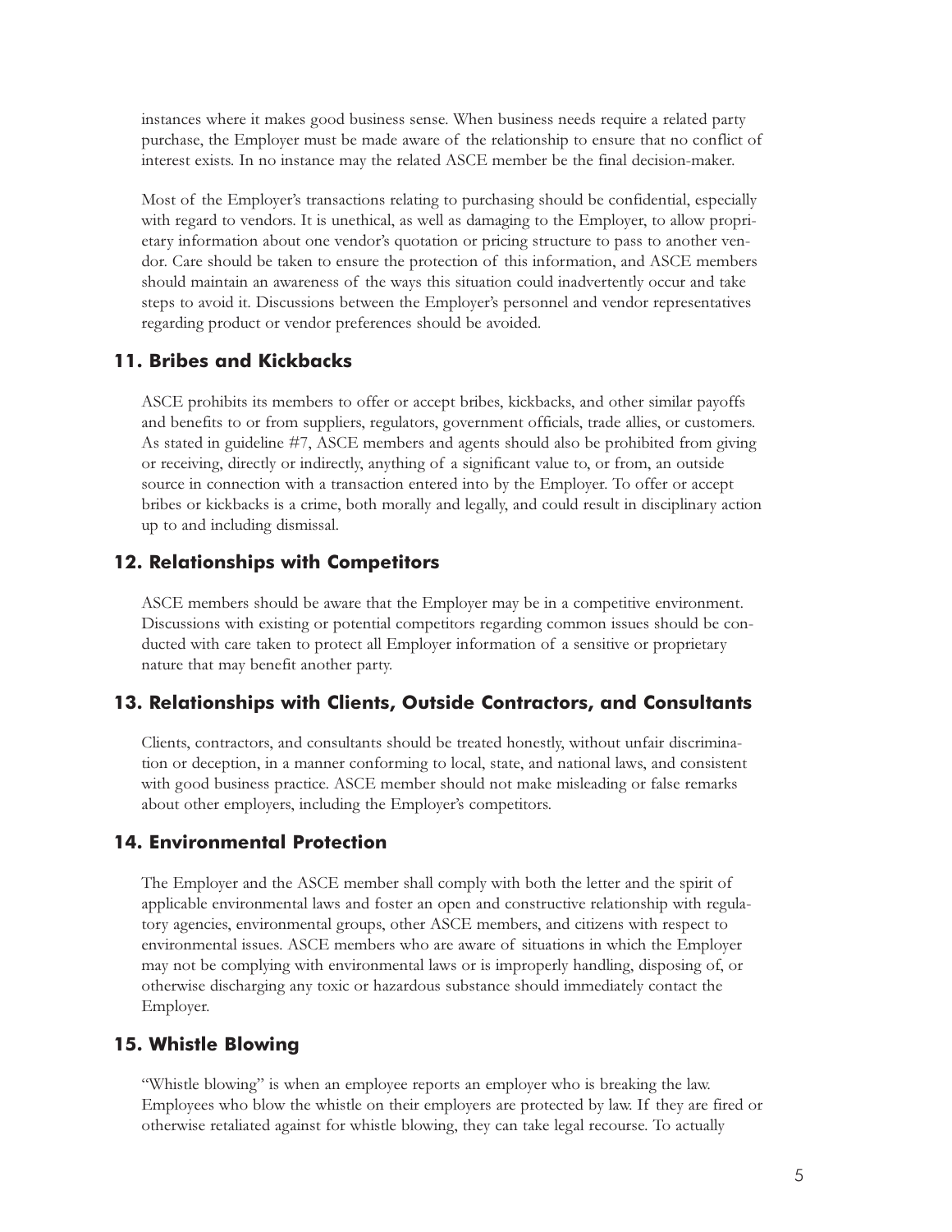instances where it makes good business sense. When business needs require a related party purchase, the Employer must be made aware of the relationship to ensure that no conflict of interest exists. In no instance may the related ASCE member be the final decision-maker.

Most of the Employer's transactions relating to purchasing should be confidential, especially with regard to vendors. It is unethical, as well as damaging to the Employer, to allow proprietary information about one vendor's quotation or pricing structure to pass to another vendor. Care should be taken to ensure the protection of this information, and ASCE members should maintain an awareness of the ways this situation could inadvertently occur and take steps to avoid it. Discussions between the Employer's personnel and vendor representatives regarding product or vendor preferences should be avoided.

## 11. Bribes and Kickbacks

ASCE prohibits its members to offer or accept bribes, kickbacks, and other similar payoffs and benefits to or from suppliers, regulators, government officials, trade allies, or customers. As stated in guideline #7, ASCE members and agents should also be prohibited from giving or receiving, directly or indirectly, anything of a significant value to, or from, an outside source in connection with a transaction entered into by the Employer. To offer or accept bribes or kickbacks is a crime, both morally and legally, and could result in disciplinary action up to and including dismissal.

## 12. Relationships with Competitors

ASCE members should be aware that the Employer may be in a competitive environment. Discussions with existing or potential competitors regarding common issues should be conducted with care taken to protect all Employer information of a sensitive or proprietary nature that may benefit another party.

## 13. Relationships with Clients, Outside Contractors, and Consultants

Clients, contractors, and consultants should be treated honestly, without unfair discrimination or deception, in a manner conforming to local, state, and national laws, and consistent with good business practice. ASCE member should not make misleading or false remarks about other employers, including the Employer's competitors.

## 14. Environmental Protection

The Employer and the ASCE member shall comply with both the letter and the spirit of applicable environmental laws and foster an open and constructive relationship with regulatory agencies, environmental groups, other ASCE members, and citizens with respect to environmental issues. ASCE members who are aware of situations in which the Employer may not be complying with environmental laws or is improperly handling, disposing of, or otherwise discharging any toxic or hazardous substance should immediately contact the Employer.

## 15. Whistle Blowing

"Whistle blowing" is when an employee reports an employer who is breaking the law. Employees who blow the whistle on their employers are protected by law. If they are fired or otherwise retaliated against for whistle blowing, they can take legal recourse. To actually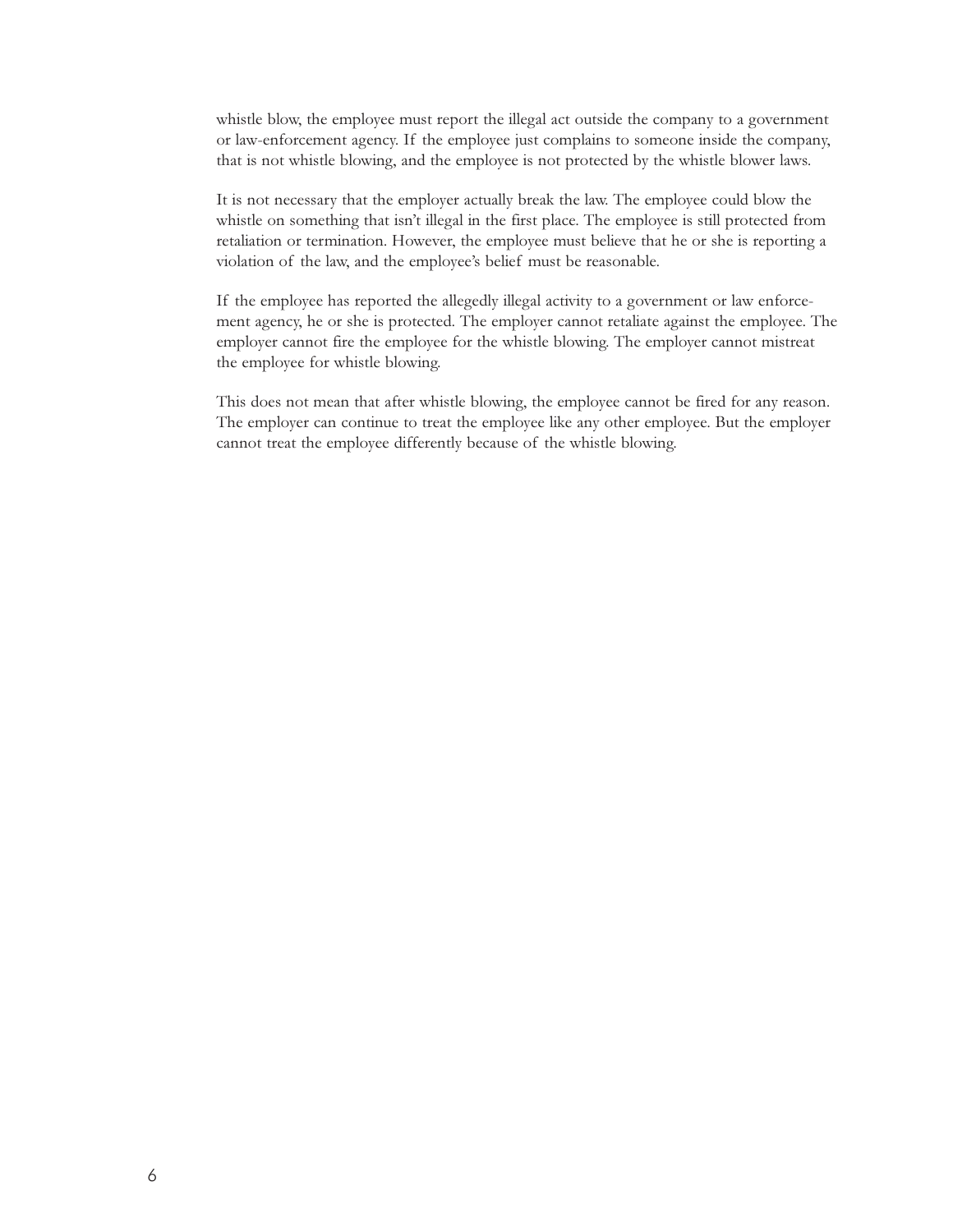whistle blow, the employee must report the illegal act outside the company to a government or law-enforcement agency. If the employee just complains to someone inside the company, that is not whistle blowing, and the employee is not protected by the whistle blower laws.

It is not necessary that the employer actually break the law. The employee could blow the whistle on something that isn't illegal in the first place. The employee is still protected from retaliation or termination. However, the employee must believe that he or she is reporting a violation of the law, and the employee's belief must be reasonable.

If the employee has reported the allegedly illegal activity to a government or law enforcement agency, he or she is protected. The employer cannot retaliate against the employee. The employer cannot fire the employee for the whistle blowing. The employer cannot mistreat the employee for whistle blowing.

This does not mean that after whistle blowing, the employee cannot be fired for any reason. The employer can continue to treat the employee like any other employee. But the employer cannot treat the employee differently because of the whistle blowing.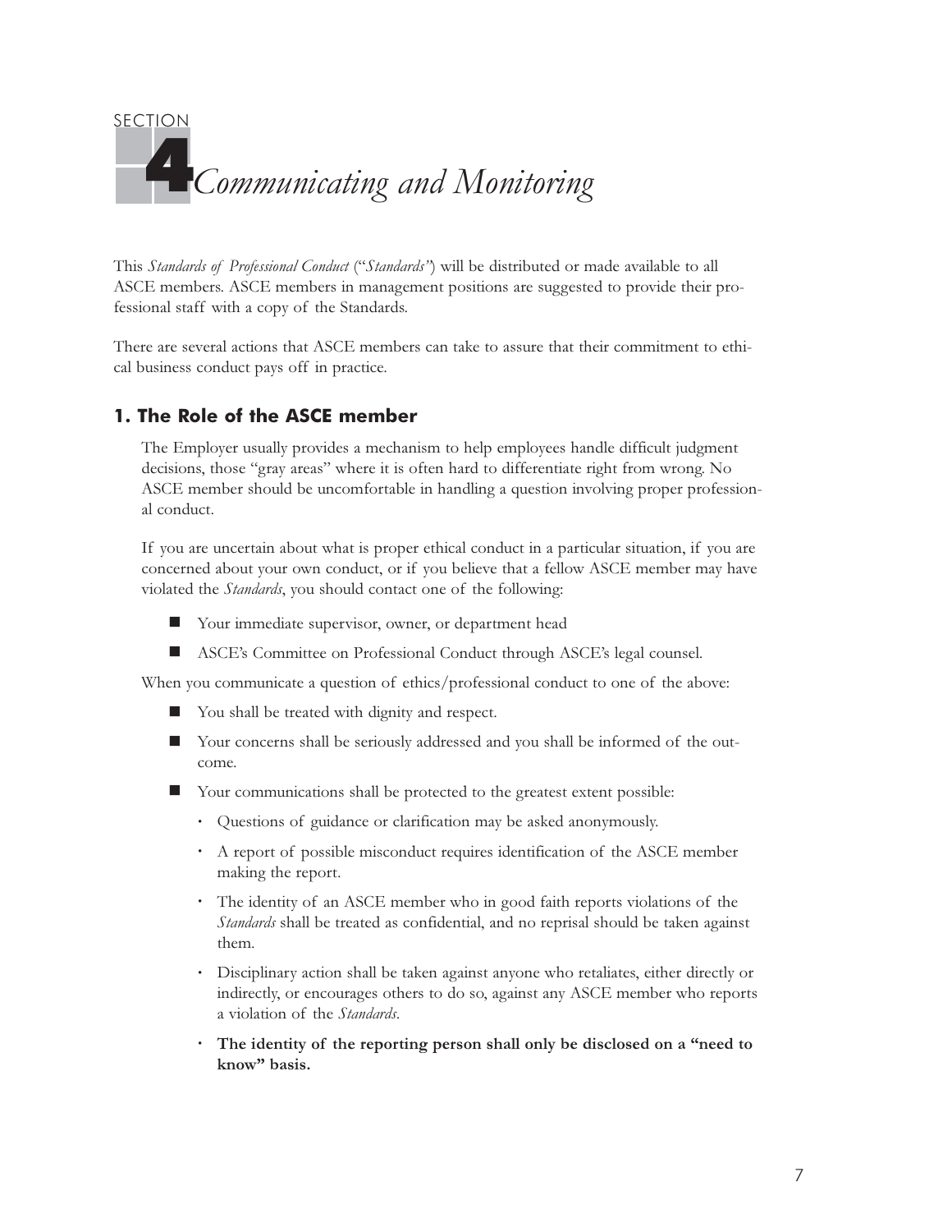# SECTION 4 *Communicating and Monitoring*

This *Standards of Professional Conduct* ("*Standards*") will be distributed or made available to all ASCE members. ASCE members in management positions are suggested to provide their professional staff with a copy of the Standards.

There are several actions that ASCE members can take to assure that their commitment to ethical business conduct pays off in practice.

## 1. The Role of the ASCE member

The Employer usually provides a mechanism to help employees handle difficult judgment decisions, those "gray areas" where it is often hard to differentiate right from wrong. No ASCE member should be uncomfortable in handling a question involving proper professional conduct.

If you are uncertain about what is proper ethical conduct in a particular situation, if you are concerned about your own conduct, or if you believe that a fellow ASCE member may have violated the *Standards*, you should contact one of the following:

- Your immediate supervisor, owner, or department head
- ASCE's Committee on Professional Conduct through ASCE's legal counsel.

When you communicate a question of ethics/professional conduct to one of the above:

- You shall be treated with dignity and respect.
- Your concerns shall be seriously addressed and you shall be informed of the outcome.
- Your communications shall be protected to the greatest extent possible:
  - Questions of guidance or clarification may be asked anonymously.
  - A report of possible misconduct requires identification of the ASCE member making the report.
  - The identity of an ASCE member who in good faith reports violations of the *Standards* shall be treated as confidential, and no reprisal should be taken against them.
  - Disciplinary action shall be taken against anyone who retaliates, either directly or indirectly, or encourages others to do so, against any ASCE member who reports a violation of the *Standards*.
  - **The identity of the reporting person shall only be disclosed on a "need to know" basis.**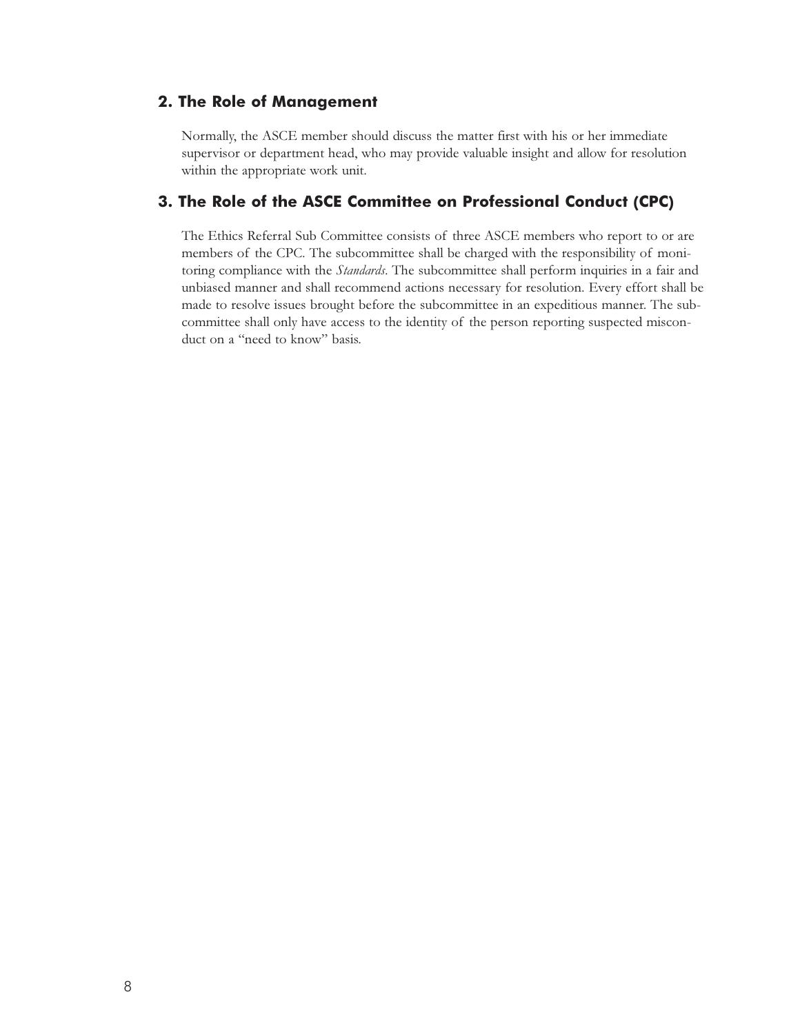## 2. The Role of Management

Normally, the ASCE member should discuss the matter first with his or her immediate supervisor or department head, who may provide valuable insight and allow for resolution within the appropriate work unit.

## 3. The Role of the ASCE Committee on Professional Conduct (CPC)

The Ethics Referral Sub Committee consists of three ASCE members who report to or are members of the CPC. The subcommittee shall be charged with the responsibility of monitoring compliance with the *Standards*. The subcommittee shall perform inquiries in a fair and unbiased manner and shall recommend actions necessary for resolution. Every effort shall be made to resolve issues brought before the subcommittee in an expeditious manner. The subcommittee shall only have access to the identity of the person reporting suspected misconduct on a "need to know" basis.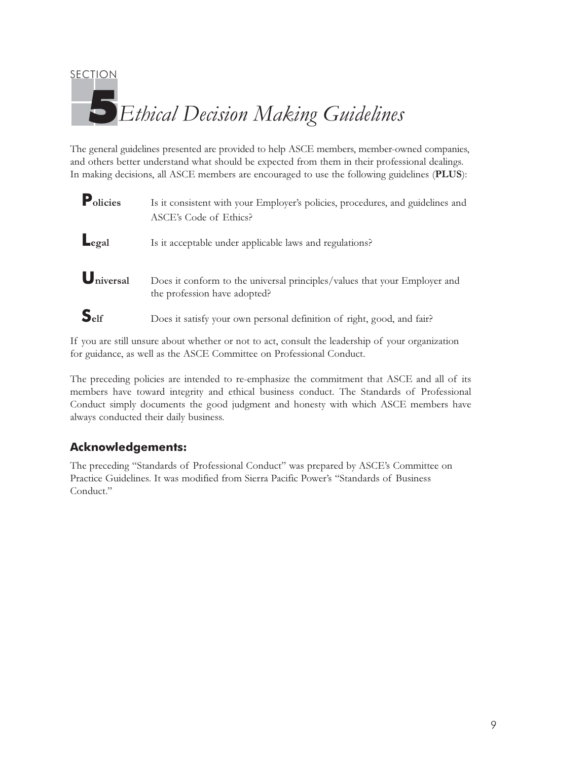# SECTION 5 *Ethical Decision Making Guidelines*

The general guidelines presented are provided to help ASCE members, member-owned companies, and others better understand what should be expected from them in their professional dealings. In making decisions, all ASCE members are encouraged to use the following guidelines (**PLUS**):

| | |
|---|---|
| **Policies** | Is it consistent with your Employer's policies, procedures, and guidelines and ASCE's Code of Ethics? |
| **Legal** | Is it acceptable under applicable laws and regulations? |
| **Universal** | Does it conform to the universal principles/values that your Employer and the profession have adopted? |
| **Self** | Does it satisfy your own personal definition of right, good, and fair? |

If you are still unsure about whether or not to act, consult the leadership of your organization for guidance, as well as the ASCE Committee on Professional Conduct.

The preceding policies are intended to re-emphasize the commitment that ASCE and all of its members have toward integrity and ethical business conduct. The Standards of Professional Conduct simply documents the good judgment and honesty with which ASCE members have always conducted their daily business.

## Acknowledgements:

The preceding "Standards of Professional Conduct" was prepared by ASCE's Committee on Practice Guidelines. It was modified from Sierra Pacific Power's "Standards of Business Conduct."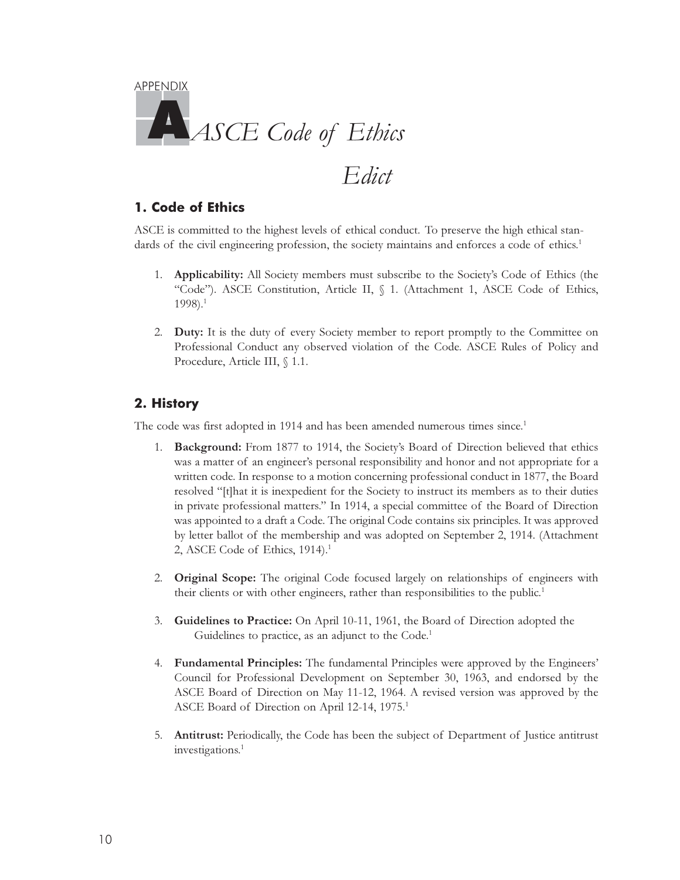APPENDIX

# A ASCE Code of Ethics Edict

## 1. Code of Ethics

ASCE is committed to the highest levels of ethical conduct. To preserve the high ethical standards of the civil engineering profession, the society maintains and enforces a code of ethics.[1]

1. **Applicability:** All Society members must subscribe to the Society's Code of Ethics (the "Code"). ASCE Constitution, Article II, § 1. (Attachment 1, ASCE Code of Ethics, 1998).[1]

2. **Duty:** It is the duty of every Society member to report promptly to the Committee on Professional Conduct any observed violation of the Code. ASCE Rules of Policy and Procedure, Article III, § 1.1.

## 2. History

The code was first adopted in 1914 and has been amended numerous times since.[1]

1. **Background:** From 1877 to 1914, the Society's Board of Direction believed that ethics was a matter of an engineer's personal responsibility and honor and not appropriate for a written code. In response to a motion concerning professional conduct in 1877, the Board resolved "[t]hat it is inexpedient for the Society to instruct its members as to their duties in private professional matters." In 1914, a special committee of the Board of Direction was appointed to a draft a Code. The original Code contains six principles. It was approved by letter ballot of the membership and was adopted on September 2, 1914. (Attachment 2, ASCE Code of Ethics, 1914).[1]

2. **Original Scope:** The original Code focused largely on relationships of engineers with their clients or with other engineers, rather than responsibilities to the public.[1]

3. **Guidelines to Practice:** On April 10-11, 1961, the Board of Direction adopted the Guidelines to practice, as an adjunct to the Code.[1]

4. **Fundamental Principles:** The fundamental Principles were approved by the Engineers' Council for Professional Development on September 30, 1963, and endorsed by the ASCE Board of Direction on May 11-12, 1964. A revised version was approved by the ASCE Board of Direction on April 12-14, 1975.[1]

5. **Antitrust:** Periodically, the Code has been the subject of Department of Justice antitrust investigations.[1]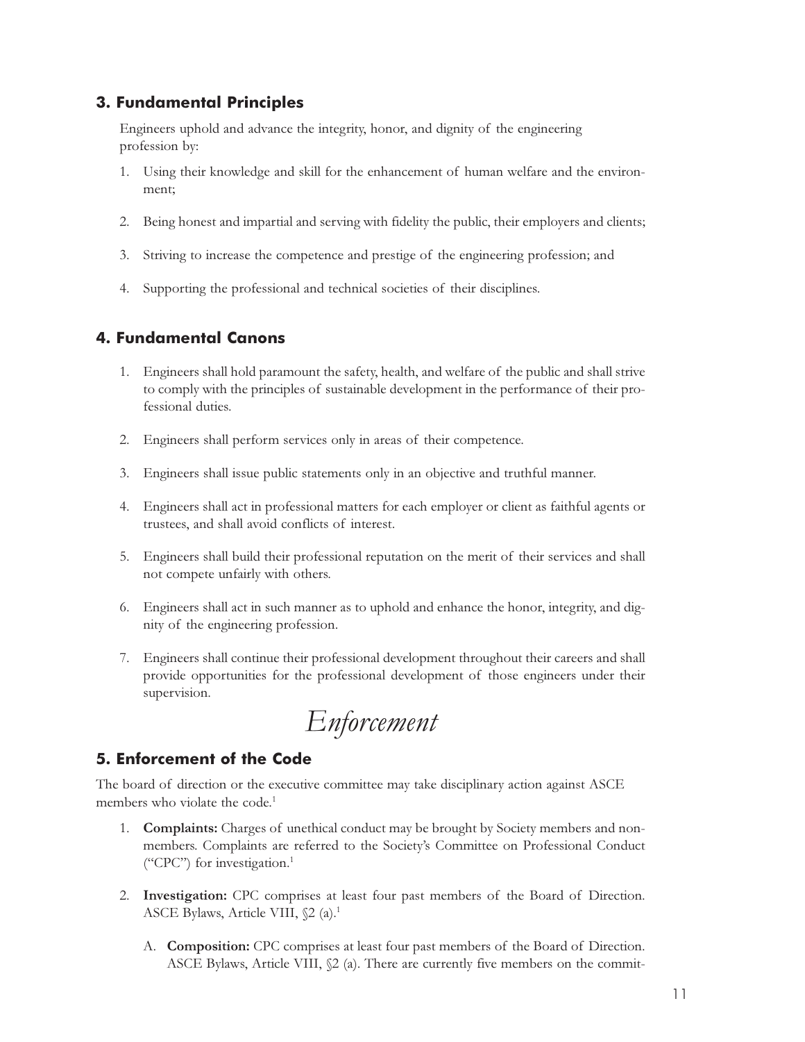## 3. Fundamental Principles

Engineers uphold and advance the integrity, honor, and dignity of the engineering profession by:

1. Using their knowledge and skill for the enhancement of human welfare and the environment;
2. Being honest and impartial and serving with fidelity the public, their employers and clients;
3. Striving to increase the competence and prestige of the engineering profession; and
4. Supporting the professional and technical societies of their disciplines.

## 4. Fundamental Canons

1. Engineers shall hold paramount the safety, health, and welfare of the public and shall strive to comply with the principles of sustainable development in the performance of their professional duties.
2. Engineers shall perform services only in areas of their competence.
3. Engineers shall issue public statements only in an objective and truthful manner.
4. Engineers shall act in professional matters for each employer or client as faithful agents or trustees, and shall avoid conflicts of interest.
5. Engineers shall build their professional reputation on the merit of their services and shall not compete unfairly with others.
6. Engineers shall act in such manner as to uphold and enhance the honor, integrity, and dignity of the engineering profession.
7. Engineers shall continue their professional development throughout their careers and shall provide opportunities for the professional development of those engineers under their supervision.

# *Enforcement*

## 5. Enforcement of the Code

The board of direction or the executive committee may take disciplinary action against ASCE members who violate the code.[1]

1. **Complaints:** Charges of unethical conduct may be brought by Society members and nonmembers. Complaints are referred to the Society's Committee on Professional Conduct ("CPC") for investigation.[1]
2. **Investigation:** CPC comprises at least four past members of the Board of Direction. ASCE Bylaws, Article VIII, §2 (a).[1]
   A. **Composition:** CPC comprises at least four past members of the Board of Direction. ASCE Bylaws, Article VIII, §2 (a). There are currently five members on the commit-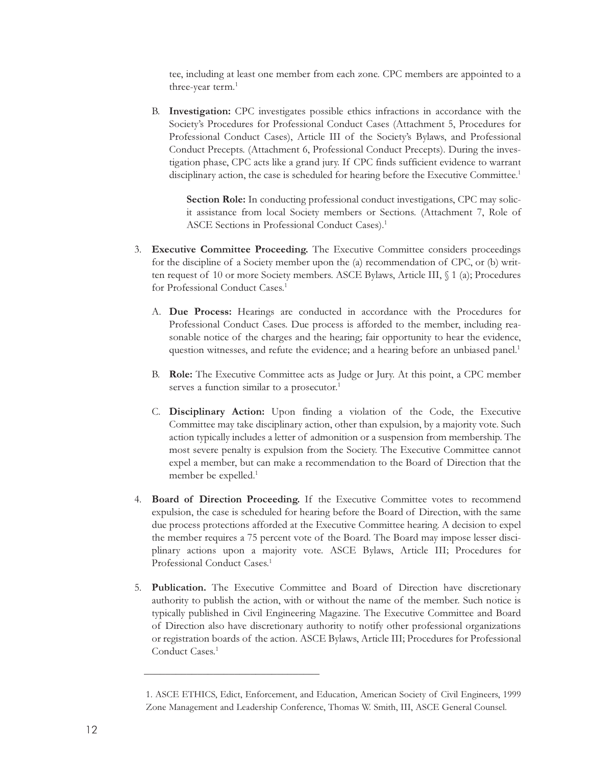tee, including at least one member from each zone. CPC members are appointed to a three-year term.[1]

B. **Investigation:** CPC investigates possible ethics infractions in accordance with the Society's Procedures for Professional Conduct Cases (Attachment 5, Procedures for Professional Conduct Cases), Article III of the Society's Bylaws, and Professional Conduct Precepts. (Attachment 6, Professional Conduct Precepts). During the investigation phase, CPC acts like a grand jury. If CPC finds sufficient evidence to warrant disciplinary action, the case is scheduled for hearing before the Executive Committee.[1]

   **Section Role:** In conducting professional conduct investigations, CPC may solicit assistance from local Society members or Sections. (Attachment 7, Role of ASCE Sections in Professional Conduct Cases).[1]

3. **Executive Committee Proceeding.** The Executive Committee considers proceedings for the discipline of a Society member upon the (a) recommendation of CPC, or (b) written request of 10 or more Society members. ASCE Bylaws, Article III, § 1 (a); Procedures for Professional Conduct Cases.[1]

   A. **Due Process:** Hearings are conducted in accordance with the Procedures for Professional Conduct Cases. Due process is afforded to the member, including reasonable notice of the charges and the hearing; fair opportunity to hear the evidence, question witnesses, and refute the evidence; and a hearing before an unbiased panel.[1]

   B. **Role:** The Executive Committee acts as Judge or Jury. At this point, a CPC member serves a function similar to a prosecutor.[1]

   C. **Disciplinary Action:** Upon finding a violation of the Code, the Executive Committee may take disciplinary action, other than expulsion, by a majority vote. Such action typically includes a letter of admonition or a suspension from membership. The most severe penalty is expulsion from the Society. The Executive Committee cannot expel a member, but can make a recommendation to the Board of Direction that the member be expelled.[1]

4. **Board of Direction Proceeding.** If the Executive Committee votes to recommend expulsion, the case is scheduled for hearing before the Board of Direction, with the same due process protections afforded at the Executive Committee hearing. A decision to expel the member requires a 75 percent vote of the Board. The Board may impose lesser disciplinary actions upon a majority vote. ASCE Bylaws, Article III; Procedures for Professional Conduct Cases.[1]

5. **Publication.** The Executive Committee and Board of Direction have discretionary authority to publish the action, with or without the name of the member. Such notice is typically published in Civil Engineering Magazine. The Executive Committee and Board of Direction also have discretionary authority to notify other professional organizations or registration boards of the action. ASCE Bylaws, Article III; Procedures for Professional Conduct Cases.[1]

---

1. ASCE ETHICS, Edict, Enforcement, and Education, American Society of Civil Engineers, 1999 Zone Management and Leadership Conference, Thomas W. Smith, III, ASCE General Counsel.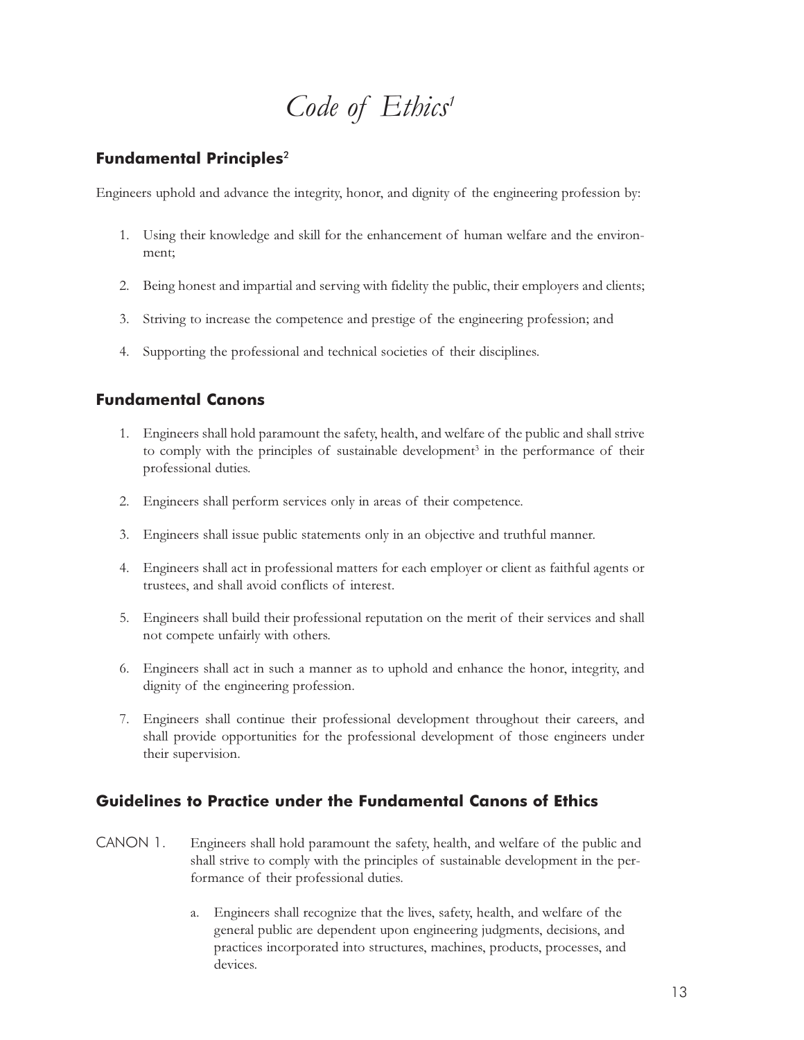# *Code of Ethics*[1]

## Fundamental Principles[2]

Engineers uphold and advance the integrity, honor, and dignity of the engineering profession by:

1. Using their knowledge and skill for the enhancement of human welfare and the environment;
2. Being honest and impartial and serving with fidelity the public, their employers and clients;
3. Striving to increase the competence and prestige of the engineering profession; and
4. Supporting the professional and technical societies of their disciplines.

## Fundamental Canons

1. Engineers shall hold paramount the safety, health, and welfare of the public and shall strive to comply with the principles of sustainable development[3] in the performance of their professional duties.
2. Engineers shall perform services only in areas of their competence.
3. Engineers shall issue public statements only in an objective and truthful manner.
4. Engineers shall act in professional matters for each employer or client as faithful agents or trustees, and shall avoid conflicts of interest.
5. Engineers shall build their professional reputation on the merit of their services and shall not compete unfairly with others.
6. Engineers shall act in such a manner as to uphold and enhance the honor, integrity, and dignity of the engineering profession.
7. Engineers shall continue their professional development throughout their careers, and shall provide opportunities for the professional development of those engineers under their supervision.

## Guidelines to Practice under the Fundamental Canons of Ethics

CANON 1. Engineers shall hold paramount the safety, health, and welfare of the public and shall strive to comply with the principles of sustainable development in the performance of their professional duties.

a. Engineers shall recognize that the lives, safety, health, and welfare of the general public are dependent upon engineering judgments, decisions, and practices incorporated into structures, machines, products, processes, and devices.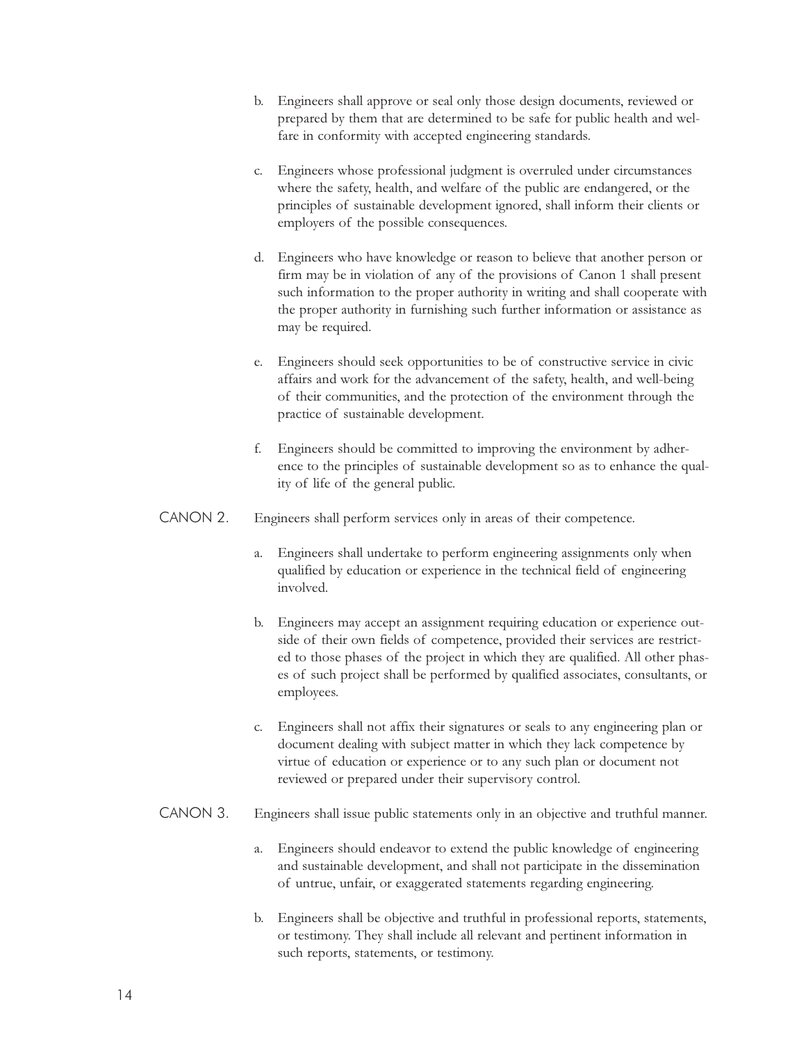b. Engineers shall approve or seal only those design documents, reviewed or prepared by them that are determined to be safe for public health and welfare in conformity with accepted engineering standards.

c. Engineers whose professional judgment is overruled under circumstances where the safety, health, and welfare of the public are endangered, or the principles of sustainable development ignored, shall inform their clients or employers of the possible consequences.

d. Engineers who have knowledge or reason to believe that another person or firm may be in violation of any of the provisions of Canon 1 shall present such information to the proper authority in writing and shall cooperate with the proper authority in furnishing such further information or assistance as may be required.

e. Engineers should seek opportunities to be of constructive service in civic affairs and work for the advancement of the safety, health, and well-being of their communities, and the protection of the environment through the practice of sustainable development.

f. Engineers should be committed to improving the environment by adherence to the principles of sustainable development so as to enhance the quality of life of the general public.

CANON 2. Engineers shall perform services only in areas of their competence.

a. Engineers shall undertake to perform engineering assignments only when qualified by education or experience in the technical field of engineering involved.

b. Engineers may accept an assignment requiring education or experience outside of their own fields of competence, provided their services are restricted to those phases of the project in which they are qualified. All other phases of such project shall be performed by qualified associates, consultants, or employees.

c. Engineers shall not affix their signatures or seals to any engineering plan or document dealing with subject matter in which they lack competence by virtue of education or experience or to any such plan or document not reviewed or prepared under their supervisory control.

CANON 3. Engineers shall issue public statements only in an objective and truthful manner.

a. Engineers should endeavor to extend the public knowledge of engineering and sustainable development, and shall not participate in the dissemination of untrue, unfair, or exaggerated statements regarding engineering.

b. Engineers shall be objective and truthful in professional reports, statements, or testimony. They shall include all relevant and pertinent information in such reports, statements, or testimony.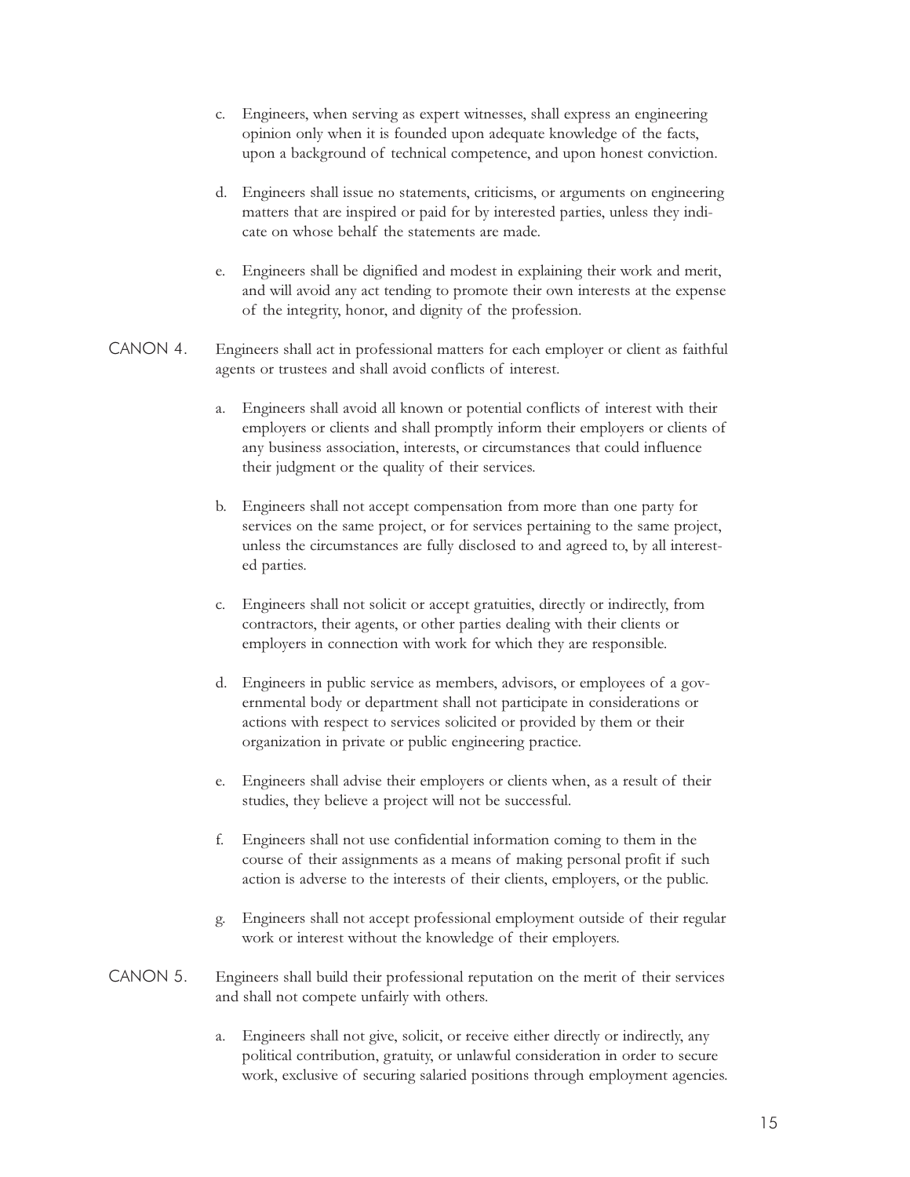c. Engineers, when serving as expert witnesses, shall express an engineering opinion only when it is founded upon adequate knowledge of the facts, upon a background of technical competence, and upon honest conviction.

d. Engineers shall issue no statements, criticisms, or arguments on engineering matters that are inspired or paid for by interested parties, unless they indicate on whose behalf the statements are made.

e. Engineers shall be dignified and modest in explaining their work and merit, and will avoid any act tending to promote their own interests at the expense of the integrity, honor, and dignity of the profession.

CANON 4. Engineers shall act in professional matters for each employer or client as faithful agents or trustees and shall avoid conflicts of interest.

a. Engineers shall avoid all known or potential conflicts of interest with their employers or clients and shall promptly inform their employers or clients of any business association, interests, or circumstances that could influence their judgment or the quality of their services.

b. Engineers shall not accept compensation from more than one party for services on the same project, or for services pertaining to the same project, unless the circumstances are fully disclosed to and agreed to, by all interested parties.

c. Engineers shall not solicit or accept gratuities, directly or indirectly, from contractors, their agents, or other parties dealing with their clients or employers in connection with work for which they are responsible.

d. Engineers in public service as members, advisors, or employees of a governmental body or department shall not participate in considerations or actions with respect to services solicited or provided by them or their organization in private or public engineering practice.

e. Engineers shall advise their employers or clients when, as a result of their studies, they believe a project will not be successful.

f. Engineers shall not use confidential information coming to them in the course of their assignments as a means of making personal profit if such action is adverse to the interests of their clients, employers, or the public.

g. Engineers shall not accept professional employment outside of their regular work or interest without the knowledge of their employers.

CANON 5. Engineers shall build their professional reputation on the merit of their services and shall not compete unfairly with others.

a. Engineers shall not give, solicit, or receive either directly or indirectly, any political contribution, gratuity, or unlawful consideration in order to secure work, exclusive of securing salaried positions through employment agencies.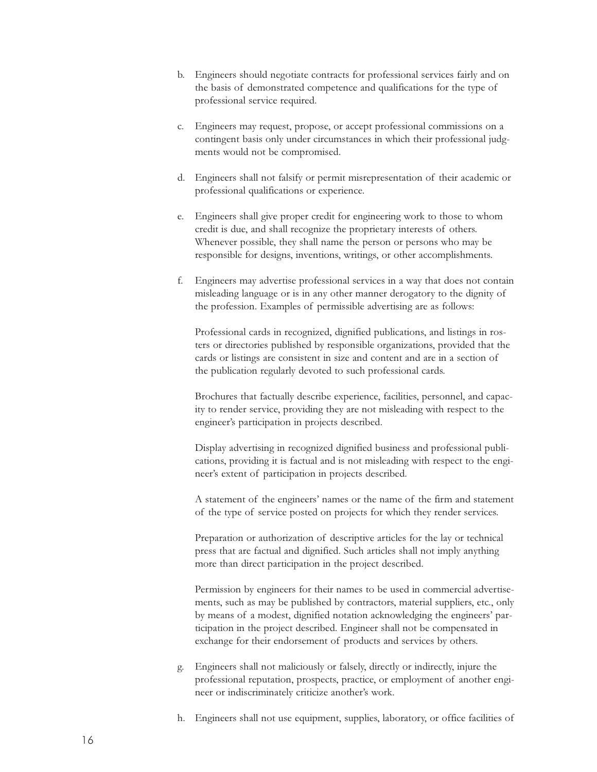b. Engineers should negotiate contracts for professional services fairly and on the basis of demonstrated competence and qualifications for the type of professional service required.

c. Engineers may request, propose, or accept professional commissions on a contingent basis only under circumstances in which their professional judgments would not be compromised.

d. Engineers shall not falsify or permit misrepresentation of their academic or professional qualifications or experience.

e. Engineers shall give proper credit for engineering work to those to whom credit is due, and shall recognize the proprietary interests of others. Whenever possible, they shall name the person or persons who may be responsible for designs, inventions, writings, or other accomplishments.

f. Engineers may advertise professional services in a way that does not contain misleading language or is in any other manner derogatory to the dignity of the profession. Examples of permissible advertising are as follows:

   Professional cards in recognized, dignified publications, and listings in rosters or directories published by responsible organizations, provided that the cards or listings are consistent in size and content and are in a section of the publication regularly devoted to such professional cards.

   Brochures that factually describe experience, facilities, personnel, and capacity to render service, providing they are not misleading with respect to the engineer's participation in projects described.

   Display advertising in recognized dignified business and professional publications, providing it is factual and is not misleading with respect to the engineer's extent of participation in projects described.

   A statement of the engineers' names or the name of the firm and statement of the type of service posted on projects for which they render services.

   Preparation or authorization of descriptive articles for the lay or technical press that are factual and dignified. Such articles shall not imply anything more than direct participation in the project described.

   Permission by engineers for their names to be used in commercial advertisements, such as may be published by contractors, material suppliers, etc., only by means of a modest, dignified notation acknowledging the engineers' participation in the project described. Engineer shall not be compensated in exchange for their endorsement of products and services by others.

g. Engineers shall not maliciously or falsely, directly or indirectly, injure the professional reputation, prospects, practice, or employment of another engineer or indiscriminately criticize another's work.

h. Engineers shall not use equipment, supplies, laboratory, or office facilities of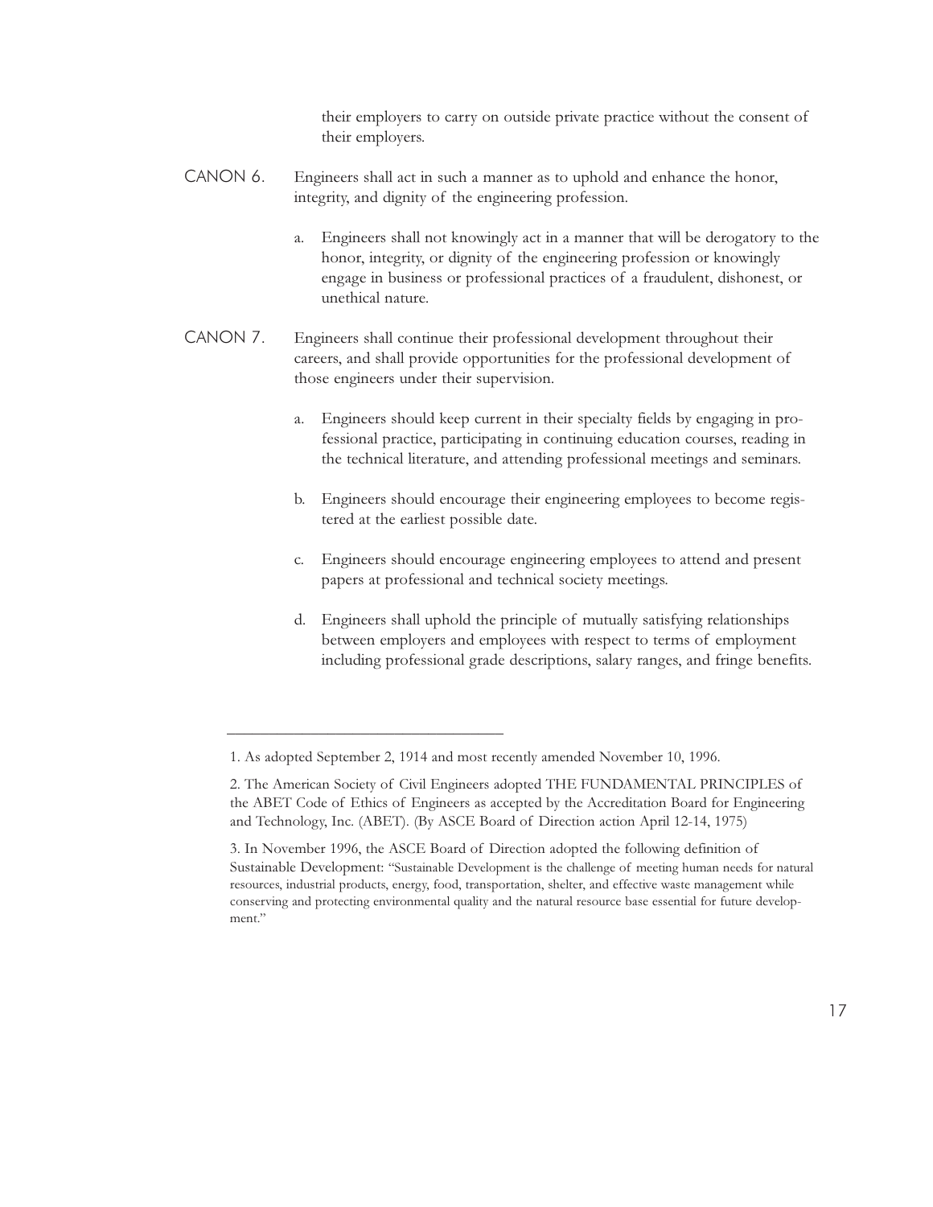their employers to carry on outside private practice without the consent of their employers.

CANON 6. Engineers shall act in such a manner as to uphold and enhance the honor, integrity, and dignity of the engineering profession.

a. Engineers shall not knowingly act in a manner that will be derogatory to the honor, integrity, or dignity of the engineering profession or knowingly engage in business or professional practices of a fraudulent, dishonest, or unethical nature.

CANON 7. Engineers shall continue their professional development throughout their careers, and shall provide opportunities for the professional development of those engineers under their supervision.

a. Engineers should keep current in their specialty fields by engaging in professional practice, participating in continuing education courses, reading in the technical literature, and attending professional meetings and seminars.

b. Engineers should encourage their engineering employees to become registered at the earliest possible date.

c. Engineers should encourage engineering employees to attend and present papers at professional and technical society meetings.

d. Engineers shall uphold the principle of mutually satisfying relationships between employers and employees with respect to terms of employment including professional grade descriptions, salary ranges, and fringe benefits.

---

1. As adopted September 2, 1914 and most recently amended November 10, 1996.

2. The American Society of Civil Engineers adopted THE FUNDAMENTAL PRINCIPLES of the ABET Code of Ethics of Engineers as accepted by the Accreditation Board for Engineering and Technology, Inc. (ABET). (By ASCE Board of Direction action April 12-14, 1975)

3. In November 1996, the ASCE Board of Direction adopted the following definition of Sustainable Development: "Sustainable Development is the challenge of meeting human needs for natural resources, industrial products, energy, food, transportation, shelter, and effective waste management while conserving and protecting environmental quality and the natural resource base essential for future development."